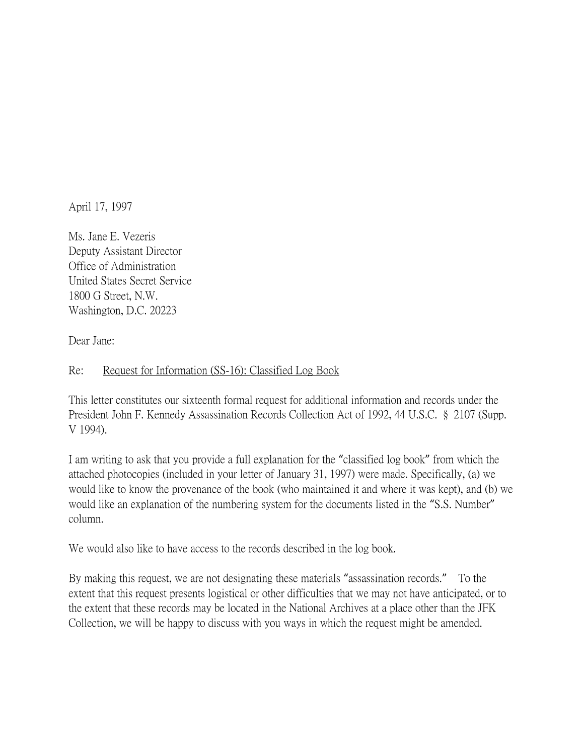April 17, 1997

Ms. Jane E. Vezeris
Deputy Assistant Director
Office of Administration
United States Secret Service
1800 G Street, N.W.
Washington, D.C. 20223

Dear Jane:

Re: <u>Request for Information (SS-16): Classified Log Book</u>

This letter constitutes our sixteenth formal request for additional information and records under the President John F. Kennedy Assassination Records Collection Act of 1992, 44 U.S.C. § 2107 (Supp. V 1994).

I am writing to ask that you provide a full explanation for the "classified log book" from which the attached photocopies (included in your letter of January 31, 1997) were made. Specifically, (a) we would like to know the provenance of the book (who maintained it and where it was kept), and (b) we would like an explanation of the numbering system for the documents listed in the "S.S. Number" column.

We would also like to have access to the records described in the log book.

By making this request, we are not designating these materials "assassination records." To the extent that this request presents logistical or other difficulties that we may not have anticipated, or to the extent that these records may be located in the National Archives at a place other than the JFK Collection, we will be happy to discuss with you ways in which the request might be amended.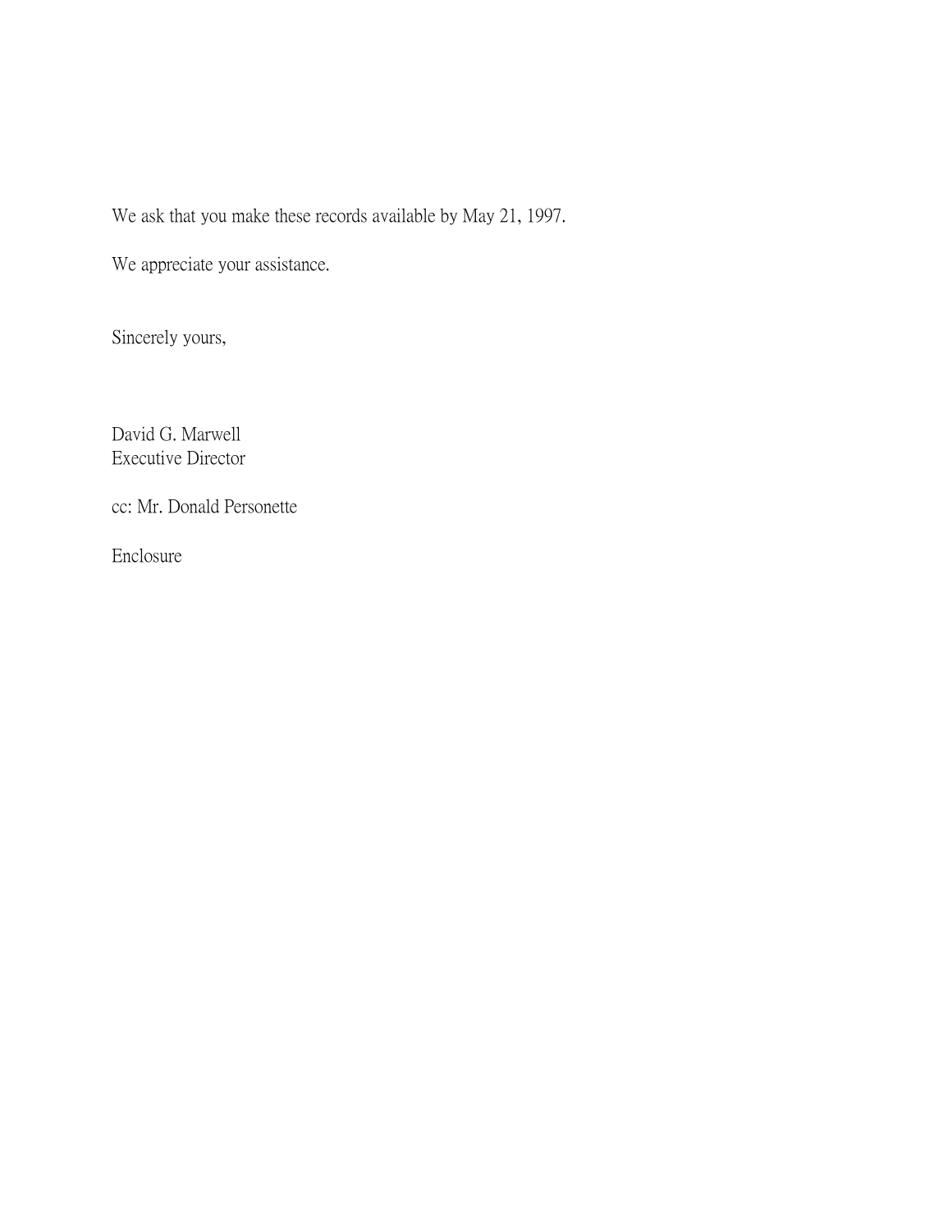We ask that you make these records available by May 21, 1997.

We appreciate your assistance.

Sincerely yours,

David G. Marwell
Executive Director

cc: Mr. Donald Personette

Enclosure